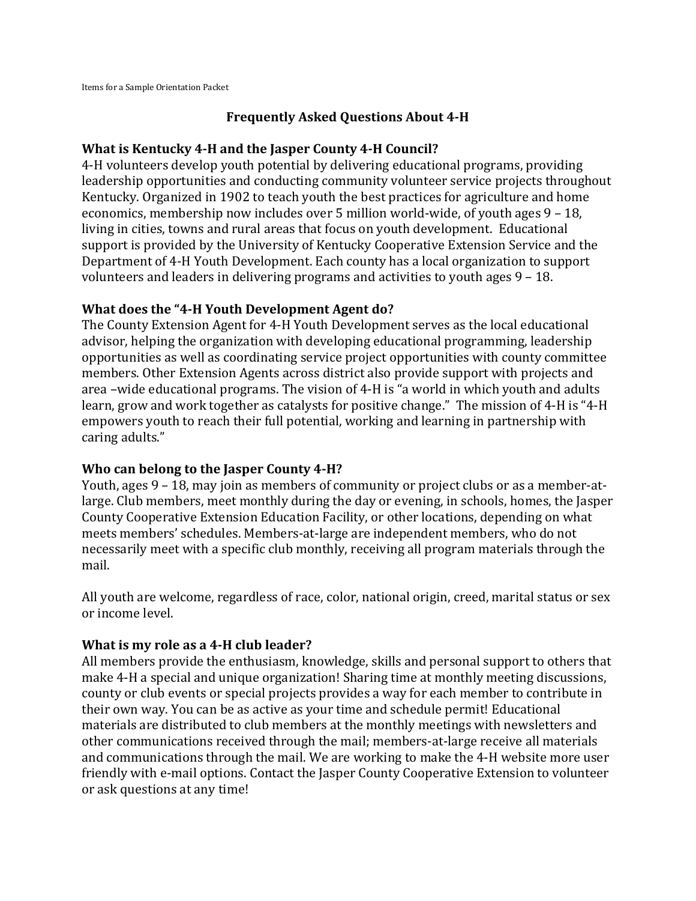Items for a Sample Orientation Packet

# Frequently Asked Questions About 4-H

### What is Kentucky 4-H and the Jasper County 4-H Council?

4-H volunteers develop youth potential by delivering educational programs, providing leadership opportunities and conducting community volunteer service projects throughout Kentucky. Organized in 1902 to teach youth the best practices for agriculture and home economics, membership now includes over 5 million world-wide, of youth ages 9 – 18, living in cities, towns and rural areas that focus on youth development. Educational support is provided by the University of Kentucky Cooperative Extension Service and the Department of 4-H Youth Development. Each county has a local organization to support volunteers and leaders in delivering programs and activities to youth ages 9 – 18.

### What does the "4-H Youth Development Agent do?

The County Extension Agent for 4-H Youth Development serves as the local educational advisor, helping the organization with developing educational programming, leadership opportunities as well as coordinating service project opportunities with county committee members. Other Extension Agents across district also provide support with projects and area –wide educational programs. The vision of 4-H is "a world in which youth and adults learn, grow and work together as catalysts for positive change." The mission of 4-H is "4-H empowers youth to reach their full potential, working and learning in partnership with caring adults."

### Who can belong to the Jasper County 4-H?

Youth, ages 9 – 18, may join as members of community or project clubs or as a member-at-large. Club members, meet monthly during the day or evening, in schools, homes, the Jasper County Cooperative Extension Education Facility, or other locations, depending on what meets members' schedules. Members-at-large are independent members, who do not necessarily meet with a specific club monthly, receiving all program materials through the mail.

All youth are welcome, regardless of race, color, national origin, creed, marital status or sex or income level.

### What is my role as a 4-H club leader?

All members provide the enthusiasm, knowledge, skills and personal support to others that make 4-H a special and unique organization! Sharing time at monthly meeting discussions, county or club events or special projects provides a way for each member to contribute in their own way. You can be as active as your time and schedule permit! Educational materials are distributed to club members at the monthly meetings with newsletters and other communications received through the mail; members-at-large receive all materials and communications through the mail. We are working to make the 4-H website more user friendly with e-mail options. Contact the Jasper County Cooperative Extension to volunteer or ask questions at any time!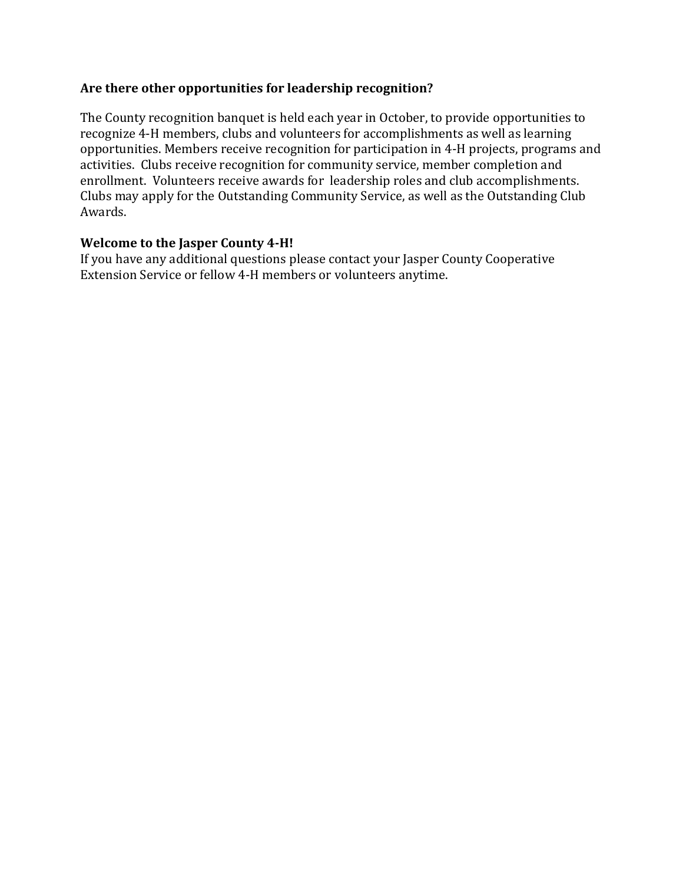**Are there other opportunities for leadership recognition?**

The County recognition banquet is held each year in October, to provide opportunities to recognize 4-H members, clubs and volunteers for accomplishments as well as learning opportunities. Members receive recognition for participation in 4-H projects, programs and activities. Clubs receive recognition for community service, member completion and enrollment. Volunteers receive awards for leadership roles and club accomplishments. Clubs may apply for the Outstanding Community Service, as well as the Outstanding Club Awards.

**Welcome to the Jasper County 4-H!**

If you have any additional questions please contact your Jasper County Cooperative Extension Service or fellow 4-H members or volunteers anytime.